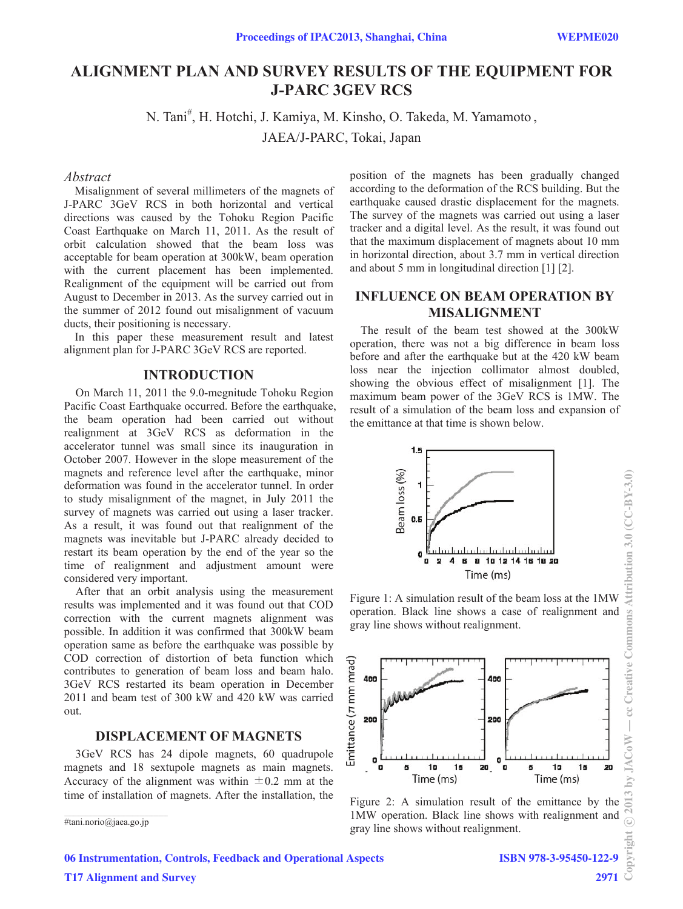# ALIGNMENT PLAN AND SURVEY RESULTS OF THE EQUIPMENT FOR J-PARC 3GEV RCS

N. Tani#, H. Hotchi, J. Kamiya, M. Kinsho, O. Takeda, M. Yamamoto ,
JAEA/J-PARC, Tokai, Japan

## *Abstract*

Misalignment of several millimeters of the magnets of J-PARC 3GeV RCS in both horizontal and vertical directions was caused by the Tohoku Region Pacific Coast Earthquake on March 11, 2011. As the result of orbit calculation showed that the beam loss was acceptable for beam operation at 300kW, beam operation with the current placement has been implemented. Realignment of the equipment will be carried out from August to December in 2013. As the survey carried out in the summer of 2012 found out misalignment of vacuum ducts, their positioning is necessary.

In this paper these measurement result and latest alignment plan for J-PARC 3GeV RCS are reported.

## INTRODUCTION

On March 11, 2011 the 9.0-megnitude Tohoku Region Pacific Coast Earthquake occurred. Before the earthquake, the beam operation had been carried out without realignment at 3GeV RCS as deformation in the accelerator tunnel was small since its inauguration in October 2007. However in the slope measurement of the magnets and reference level after the earthquake, minor deformation was found in the accelerator tunnel. In order to study misalignment of the magnet, in July 2011 the survey of magnets was carried out using a laser tracker. As a result, it was found out that realignment of the magnets was inevitable but J-PARC already decided to restart its beam operation by the end of the year so the time of realignment and adjustment amount were considered very important.

After that an orbit analysis using the measurement results was implemented and it was found out that COD correction with the current magnets alignment was possible. In addition it was confirmed that 300kW beam operation same as before the earthquake was possible by COD correction of distortion of beta function which contributes to generation of beam loss and beam halo. 3GeV RCS restarted its beam operation in December 2011 and beam test of 300 kW and 420 kW was carried out.

## DISPLACEMENT OF MAGNETS

3GeV RCS has 24 dipole magnets, 60 quadrupole magnets and 18 sextupole magnets as main magnets. Accuracy of the alignment was within ±0.2 mm at the time of installation of magnets. After the installation, the position of the magnets has been gradually changed according to the deformation of the RCS building. But the earthquake caused drastic displacement for the magnets. The survey of the magnets was carried out using a laser tracker and a digital level. As the result, it was found out that the maximum displacement of magnets about 10 mm in horizontal direction, about 3.7 mm in vertical direction and about 5 mm in longitudinal direction [1] [2].

## INFLUENCE ON BEAM OPERATION BY MISALIGNMENT

The result of the beam test showed at the 300kW operation, there was not a big difference in beam loss before and after the earthquake but at the 420 kW beam loss near the injection collimator almost doubled, showing the obvious effect of misalignment [1]. The maximum beam power of the 3GeV RCS is 1MW. The result of a simulation of the beam loss and expansion of the emittance at that time is shown below.

Figure 1: A simulation result of the beam loss at the 1MW operation. Black line shows a case of realignment and gray line shows without realignment.

Figure 2: A simulation result of the emittance by the 1MW operation. Black line shows with realignment and gray line shows without realignment.

#tani.norio@jaea.go.jp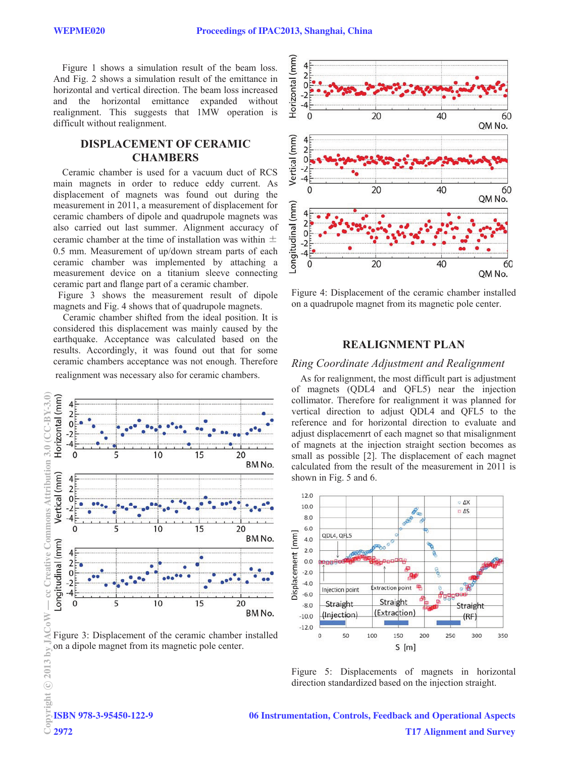Figure 1 shows a simulation result of the beam loss. And Fig. 2 shows a simulation result of the emittance in horizontal and vertical direction. The beam loss increased and the horizontal emittance expanded without realignment. This suggests that 1MW operation is difficult without realignment.

## DISPLACEMENT OF CERAMIC CHAMBERS

Ceramic chamber is used for a vacuum duct of RCS main magnets in order to reduce eddy current. As displacement of magnets was found out during the measurement in 2011, a measurement of displacement for ceramic chambers of dipole and quadrupole magnets was also carried out last summer. Alignment accuracy of ceramic chamber at the time of installation was within ± 0.5 mm. Measurement of up/down stream parts of each ceramic chamber was implemented by attaching a measurement device on a titanium sleeve connecting ceramic part and flange part of a ceramic chamber.

Figure 3 shows the measurement result of dipole magnets and Fig. 4 shows that of quadrupole magnets.

Ceramic chamber shifted from the ideal position. It is considered this displacement was mainly caused by the earthquake. Acceptance was calculated based on the results. Accordingly, it was found out that for some ceramic chambers acceptance was not enough. Therefore realignment was necessary also for ceramic chambers.

Figure 3: Displacement of the ceramic chamber installed on a dipole magnet from its magnetic pole center.

Figure 4: Displacement of the ceramic chamber installed on a quadrupole magnet from its magnetic pole center.

## REALIGNMENT PLAN

### *Ring Coordinate Adjustment and Realignment*

As for realignment, the most difficult part is adjustment of magnets (QDL4 and QFL5) near the injection collimator. Therefore for realignment it was planned for vertical direction to adjust QDL4 and QFL5 to the reference and for horizontal direction to evaluate and adjust displacemenrt of each magnet so that misalignment of magnets at the injection straight section becomes as small as possible [2]. The displacement of each magnet calculated from the result of the measurement in 2011 is shown in Fig. 5 and 6.

Figure 5: Displacements of magnets in horizontal direction standardized based on the injection straight.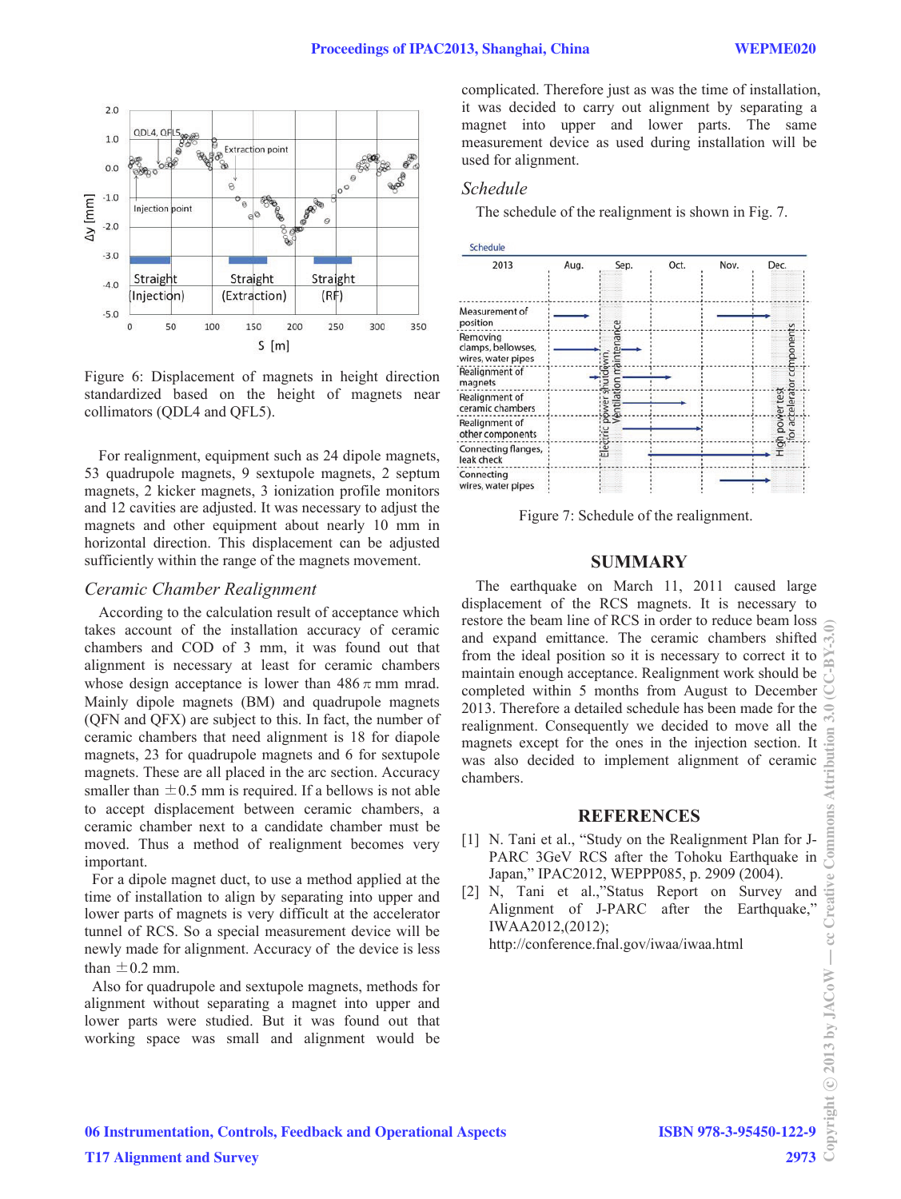2.0
1.0
0.0
-1.0
-2.0
-3.0
-4.0
-5.0
Δy [mm]
0 50 100 150 200 250 300 350
S [m]
QDL4, QFL5
Extraction point
Injection point
Straight (Injection)
Straight (Extraction)
Straight (RF)

Figure 6: Displacement of magnets in height direction standardized based on the height of magnets near collimators (QDL4 and QFL5).

For realignment, equipment such as 24 dipole magnets, 53 quadrupole magnets, 9 sextupole magnets, 2 septum magnets, 2 kicker magnets, 3 ionization profile monitors and 12 cavities are adjusted. It was necessary to adjust the magnets and other equipment about nearly 10 mm in horizontal direction. This displacement can be adjusted sufficiently within the range of the magnets movement.

### *Ceramic Chamber Realignment*

According to the calculation result of acceptance which takes account of the installation accuracy of ceramic chambers and COD of 3 mm, it was found out that alignment is necessary at least for ceramic chambers whose design acceptance is lower than 486 $\pi$ mm mrad. Mainly dipole magnets (BM) and quadrupole magnets (QFN and QFX) are subject to this. In fact, the number of ceramic chambers that need alignment is 18 for diapole magnets, 23 for quadrupole magnets and 6 for sextupole magnets. These are all placed in the arc section. Accuracy smaller than $\pm 0.5$ mm is required. If a bellows is not able to accept displacement between ceramic chambers, a ceramic chamber next to a candidate chamber must be moved. Thus a method of realignment becomes very important.

For a dipole magnet duct, to use a method applied at the time of installation to align by separating into upper and lower parts of magnets is very difficult at the accelerator tunnel of RCS. So a special measurement device will be newly made for alignment. Accuracy of the device is less than $\pm 0.2$ mm.

Also for quadrupole and sextupole magnets, methods for alignment without separating a magnet into upper and lower parts were studied. But it was found out that working space was small and alignment would be complicated. Therefore just as was the time of installation, it was decided to carry out alignment by separating a magnet into upper and lower parts. The same measurement device as used during installation will be used for alignment.

### *Schedule*

The schedule of the realignment is shown in Fig. 7.

Schedule
2013 Aug. Sep. Oct. Nov. Dec.
Measurement of position
Removing clamps, bellowses, wires, water pipes
Realignment of magnets
Realignment of ceramic chambers
Realignment of other components
Connecting flanges, leak check
Connecting wires, water pipes
Electric power shutdown, Ventilation maintenance
High power test for accelerator components

Figure 7: Schedule of the realignment.

## SUMMARY

The earthquake on March 11, 2011 caused large displacement of the RCS magnets. It is necessary to restore the beam line of RCS in order to reduce beam loss and expand emittance. The ceramic chambers shifted from the ideal position so it is necessary to correct it to maintain enough acceptance. Realignment work should be completed within 5 months from August to December 2013. Therefore a detailed schedule has been made for the realignment. Consequently we decided to move all the magnets except for the ones in the injection section. It was also decided to implement alignment of ceramic chambers.

## REFERENCES

[1] N. Tani et al., "Study on the Realignment Plan for J-PARC 3GeV RCS after the Tohoku Earthquake in Japan," IPAC2012, WEPPP085, p. 2909 (2004).

[2] N, Tani et al.,"Status Report on Survey and Alignment of J-PARC after the Earthquake," IWAA2012,(2012); http://conference.fnal.gov/iwaa/iwaa.html